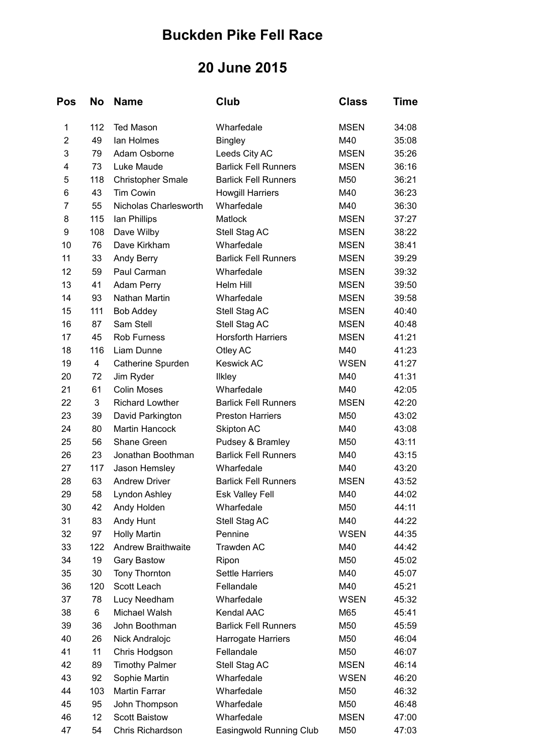# Buckden Pike Fell Race

## 20 June 2015

| Pos | No | Name | Club | Class | Time |
|---|---|---|---|---|---|
| 1 | 112 | Ted Mason | Wharfedale | MSEN | 34:08 |
| 2 | 49 | Ian Holmes | Bingley | M40 | 35:08 |
| 3 | 79 | Adam Osborne | Leeds City AC | MSEN | 35:26 |
| 4 | 73 | Luke Maude | Barlick Fell Runners | MSEN | 36:16 |
| 5 | 118 | Christopher Smale | Barlick Fell Runners | M50 | 36:21 |
| 6 | 43 | Tim Cowin | Howgill Harriers | M40 | 36:23 |
| 7 | 55 | Nicholas Charlesworth | Wharfedale | M40 | 36:30 |
| 8 | 115 | Ian Phillips | Matlock | MSEN | 37:27 |
| 9 | 108 | Dave Wilby | Stell Stag AC | MSEN | 38:22 |
| 10 | 76 | Dave Kirkham | Wharfedale | MSEN | 38:41 |
| 11 | 33 | Andy Berry | Barlick Fell Runners | MSEN | 39:29 |
| 12 | 59 | Paul Carman | Wharfedale | MSEN | 39:32 |
| 13 | 41 | Adam Perry | Helm Hill | MSEN | 39:50 |
| 14 | 93 | Nathan Martin | Wharfedale | MSEN | 39:58 |
| 15 | 111 | Bob Addey | Stell Stag AC | MSEN | 40:40 |
| 16 | 87 | Sam Stell | Stell Stag AC | MSEN | 40:48 |
| 17 | 45 | Rob Furness | Horsforth Harriers | MSEN | 41:21 |
| 18 | 116 | Liam Dunne | Otley AC | M40 | 41:23 |
| 19 | 4 | Catherine Spurden | Keswick AC | WSEN | 41:27 |
| 20 | 72 | Jim Ryder | Ilkley | M40 | 41:31 |
| 21 | 61 | Colin Moses | Wharfedale | M40 | 42:05 |
| 22 | 3 | Richard Lowther | Barlick Fell Runners | MSEN | 42:20 |
| 23 | 39 | David Parkington | Preston Harriers | M50 | 43:02 |
| 24 | 80 | Martin Hancock | Skipton AC | M40 | 43:08 |
| 25 | 56 | Shane Green | Pudsey & Bramley | M50 | 43:11 |
| 26 | 23 | Jonathan Boothman | Barlick Fell Runners | M40 | 43:15 |
| 27 | 117 | Jason Hemsley | Wharfedale | M40 | 43:20 |
| 28 | 63 | Andrew Driver | Barlick Fell Runners | MSEN | 43:52 |
| 29 | 58 | Lyndon Ashley | Esk Valley Fell | M40 | 44:02 |
| 30 | 42 | Andy Holden | Wharfedale | M50 | 44:11 |
| 31 | 83 | Andy Hunt | Stell Stag AC | M40 | 44:22 |
| 32 | 97 | Holly Martin | Pennine | WSEN | 44:35 |
| 33 | 122 | Andrew Braithwaite | Trawden AC | M40 | 44:42 |
| 34 | 19 | Gary Bastow | Ripon | M50 | 45:02 |
| 35 | 30 | Tony Thornton | Settle Harriers | M40 | 45:07 |
| 36 | 120 | Scott Leach | Fellandale | M40 | 45:21 |
| 37 | 78 | Lucy Needham | Wharfedale | WSEN | 45:32 |
| 38 | 6 | Michael Walsh | Kendal AAC | M65 | 45:41 |
| 39 | 36 | John Boothman | Barlick Fell Runners | M50 | 45:59 |
| 40 | 26 | Nick Andralojc | Harrogate Harriers | M50 | 46:04 |
| 41 | 11 | Chris Hodgson | Fellandale | M50 | 46:07 |
| 42 | 89 | Timothy Palmer | Stell Stag AC | MSEN | 46:14 |
| 43 | 92 | Sophie Martin | Wharfedale | WSEN | 46:20 |
| 44 | 103 | Martin Farrar | Wharfedale | M50 | 46:32 |
| 45 | 95 | John Thompson | Wharfedale | M50 | 46:48 |
| 46 | 12 | Scott Baistow | Wharfedale | MSEN | 47:00 |
| 47 | 54 | Chris Richardson | Easingwold Running Club | M50 | 47:03 |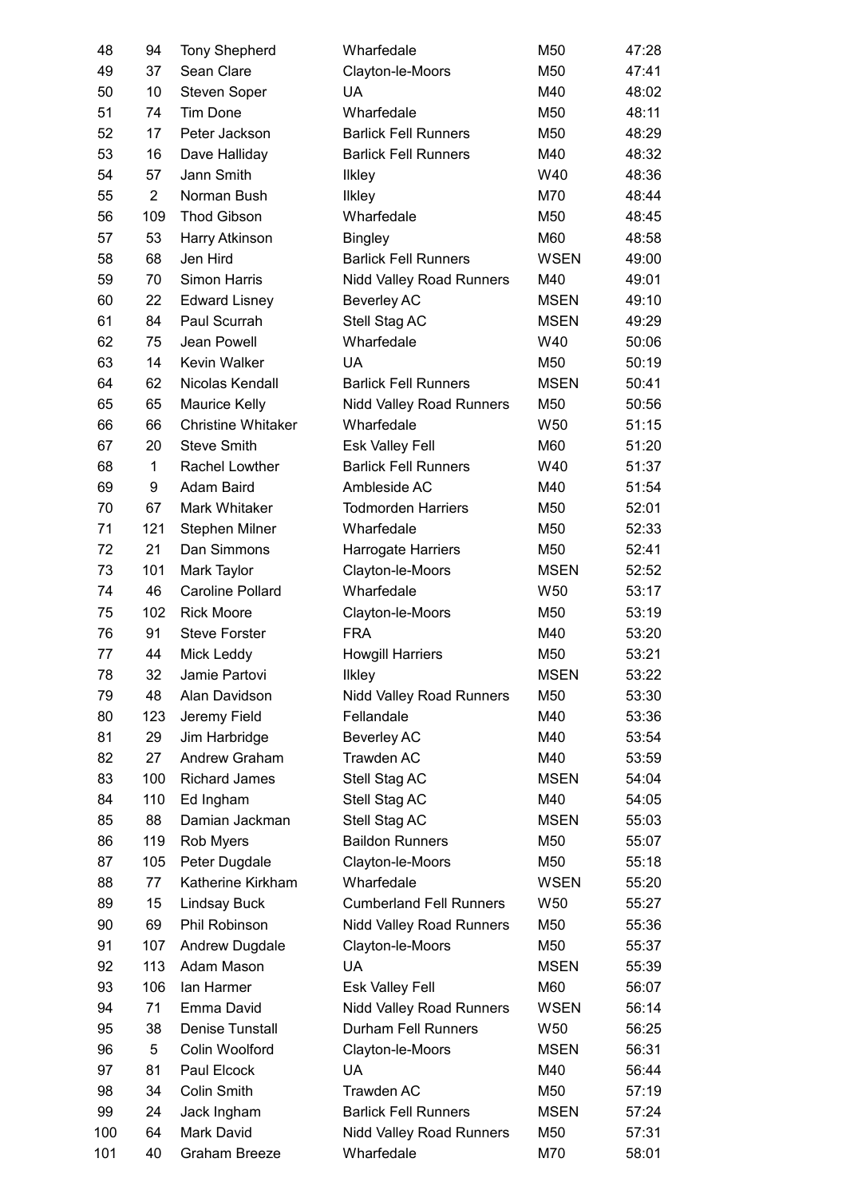| | | | | | |
|---|---|---|---|---|---|
| 48 | 94 | Tony Shepherd | Wharfedale | M50 | 47:28 |
| 49 | 37 | Sean Clare | Clayton-le-Moors | M50 | 47:41 |
| 50 | 10 | Steven Soper | UA | M40 | 48:02 |
| 51 | 74 | Tim Done | Wharfedale | M50 | 48:11 |
| 52 | 17 | Peter Jackson | Barlick Fell Runners | M50 | 48:29 |
| 53 | 16 | Dave Halliday | Barlick Fell Runners | M40 | 48:32 |
| 54 | 57 | Jann Smith | Ilkley | W40 | 48:36 |
| 55 | 2 | Norman Bush | Ilkley | M70 | 48:44 |
| 56 | 109 | Thod Gibson | Wharfedale | M50 | 48:45 |
| 57 | 53 | Harry Atkinson | Bingley | M60 | 48:58 |
| 58 | 68 | Jen Hird | Barlick Fell Runners | WSEN | 49:00 |
| 59 | 70 | Simon Harris | Nidd Valley Road Runners | M40 | 49:01 |
| 60 | 22 | Edward Lisney | Beverley AC | MSEN | 49:10 |
| 61 | 84 | Paul Scurrah | Stell Stag AC | MSEN | 49:29 |
| 62 | 75 | Jean Powell | Wharfedale | W40 | 50:06 |
| 63 | 14 | Kevin Walker | UA | M50 | 50:19 |
| 64 | 62 | Nicolas Kendall | Barlick Fell Runners | MSEN | 50:41 |
| 65 | 65 | Maurice Kelly | Nidd Valley Road Runners | M50 | 50:56 |
| 66 | 66 | Christine Whitaker | Wharfedale | W50 | 51:15 |
| 67 | 20 | Steve Smith | Esk Valley Fell | M60 | 51:20 |
| 68 | 1 | Rachel Lowther | Barlick Fell Runners | W40 | 51:37 |
| 69 | 9 | Adam Baird | Ambleside AC | M40 | 51:54 |
| 70 | 67 | Mark Whitaker | Todmorden Harriers | M50 | 52:01 |
| 71 | 121 | Stephen Milner | Wharfedale | M50 | 52:33 |
| 72 | 21 | Dan Simmons | Harrogate Harriers | M50 | 52:41 |
| 73 | 101 | Mark Taylor | Clayton-le-Moors | MSEN | 52:52 |
| 74 | 46 | Caroline Pollard | Wharfedale | W50 | 53:17 |
| 75 | 102 | Rick Moore | Clayton-le-Moors | M50 | 53:19 |
| 76 | 91 | Steve Forster | FRA | M40 | 53:20 |
| 77 | 44 | Mick Leddy | Howgill Harriers | M50 | 53:21 |
| 78 | 32 | Jamie Partovi | Ilkley | MSEN | 53:22 |
| 79 | 48 | Alan Davidson | Nidd Valley Road Runners | M50 | 53:30 |
| 80 | 123 | Jeremy Field | Fellandale | M40 | 53:36 |
| 81 | 29 | Jim Harbridge | Beverley AC | M40 | 53:54 |
| 82 | 27 | Andrew Graham | Trawden AC | M40 | 53:59 |
| 83 | 100 | Richard James | Stell Stag AC | MSEN | 54:04 |
| 84 | 110 | Ed Ingham | Stell Stag AC | M40 | 54:05 |
| 85 | 88 | Damian Jackman | Stell Stag AC | MSEN | 55:03 |
| 86 | 119 | Rob Myers | Baildon Runners | M50 | 55:07 |
| 87 | 105 | Peter Dugdale | Clayton-le-Moors | M50 | 55:18 |
| 88 | 77 | Katherine Kirkham | Wharfedale | WSEN | 55:20 |
| 89 | 15 | Lindsay Buck | Cumberland Fell Runners | W50 | 55:27 |
| 90 | 69 | Phil Robinson | Nidd Valley Road Runners | M50 | 55:36 |
| 91 | 107 | Andrew Dugdale | Clayton-le-Moors | M50 | 55:37 |
| 92 | 113 | Adam Mason | UA | MSEN | 55:39 |
| 93 | 106 | Ian Harmer | Esk Valley Fell | M60 | 56:07 |
| 94 | 71 | Emma David | Nidd Valley Road Runners | WSEN | 56:14 |
| 95 | 38 | Denise Tunstall | Durham Fell Runners | W50 | 56:25 |
| 96 | 5 | Colin Woolford | Clayton-le-Moors | MSEN | 56:31 |
| 97 | 81 | Paul Elcock | UA | M40 | 56:44 |
| 98 | 34 | Colin Smith | Trawden AC | M50 | 57:19 |
| 99 | 24 | Jack Ingham | Barlick Fell Runners | MSEN | 57:24 |
| 100 | 64 | Mark David | Nidd Valley Road Runners | M50 | 57:31 |
| 101 | 40 | Graham Breeze | Wharfedale | M70 | 58:01 |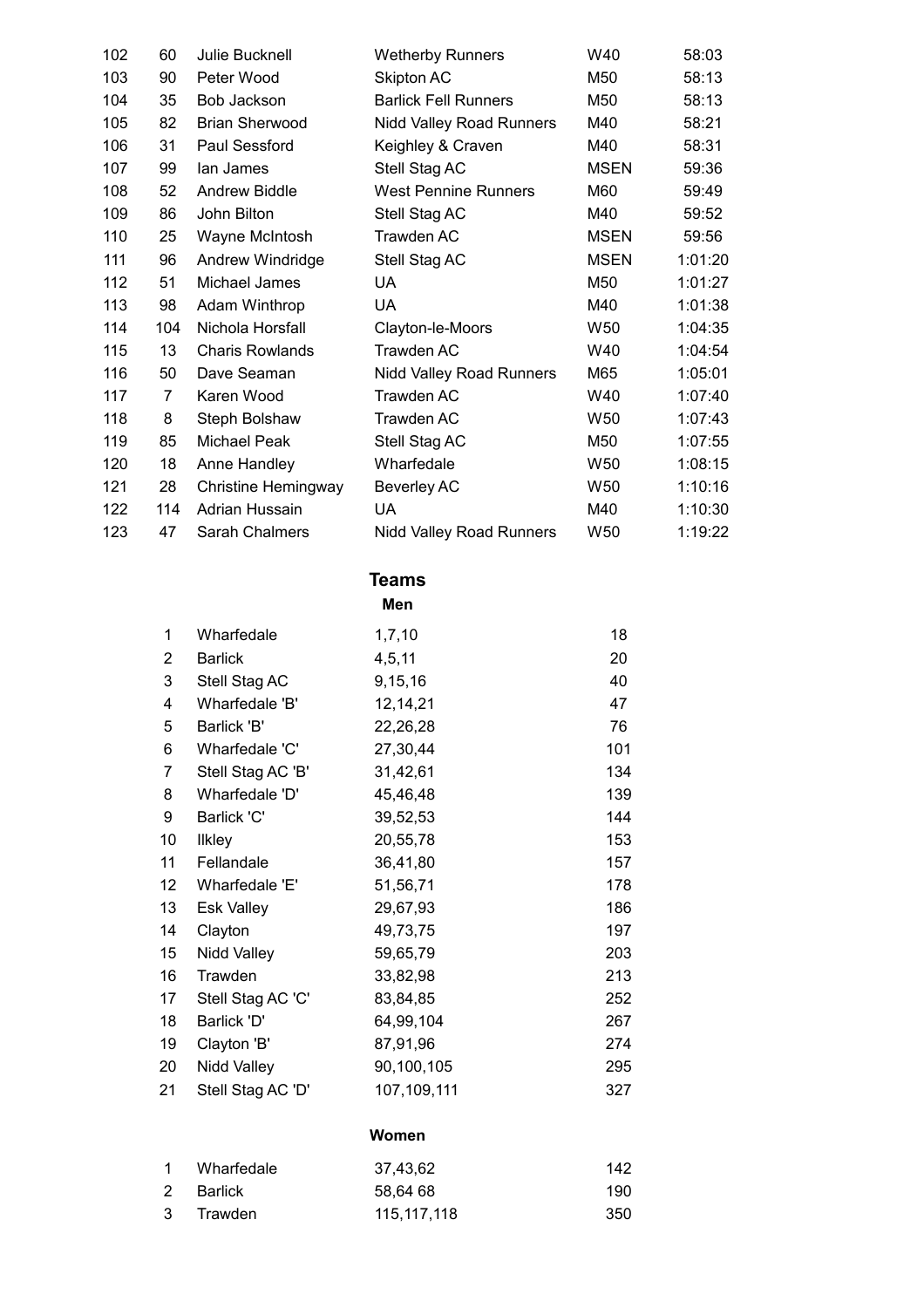| | | | | | |
|---|---|---|---|---|---|
| 102 | 60 | Julie Bucknell | Wetherby Runners | W40 | 58:03 |
| 103 | 90 | Peter Wood | Skipton AC | M50 | 58:13 |
| 104 | 35 | Bob Jackson | Barlick Fell Runners | M50 | 58:13 |
| 105 | 82 | Brian Sherwood | Nidd Valley Road Runners | M40 | 58:21 |
| 106 | 31 | Paul Sessford | Keighley & Craven | M40 | 58:31 |
| 107 | 99 | Ian James | Stell Stag AC | MSEN | 59:36 |
| 108 | 52 | Andrew Biddle | West Pennine Runners | M60 | 59:49 |
| 109 | 86 | John Bilton | Stell Stag AC | M40 | 59:52 |
| 110 | 25 | Wayne McIntosh | Trawden AC | MSEN | 59:56 |
| 111 | 96 | Andrew Windridge | Stell Stag AC | MSEN | 1:01:20 |
| 112 | 51 | Michael James | UA | M50 | 1:01:27 |
| 113 | 98 | Adam Winthrop | UA | M40 | 1:01:38 |
| 114 | 104 | Nichola Horsfall | Clayton-le-Moors | W50 | 1:04:35 |
| 115 | 13 | Charis Rowlands | Trawden AC | W40 | 1:04:54 |
| 116 | 50 | Dave Seaman | Nidd Valley Road Runners | M65 | 1:05:01 |
| 117 | 7 | Karen Wood | Trawden AC | W40 | 1:07:40 |
| 118 | 8 | Steph Bolshaw | Trawden AC | W50 | 1:07:43 |
| 119 | 85 | Michael Peak | Stell Stag AC | M50 | 1:07:55 |
| 120 | 18 | Anne Handley | Wharfedale | W50 | 1:08:15 |
| 121 | 28 | Christine Hemingway | Beverley AC | W50 | 1:10:16 |
| 122 | 114 | Adrian Hussain | UA | M40 | 1:10:30 |
| 123 | 47 | Sarah Chalmers | Nidd Valley Road Runners | W50 | 1:19:22 |

## Teams

### Men

| | | | |
|---|---|---|---|
| 1 | Wharfedale | 1,7,10 | 18 |
| 2 | Barlick | 4,5,11 | 20 |
| 3 | Stell Stag AC | 9,15,16 | 40 |
| 4 | Wharfedale 'B' | 12,14,21 | 47 |
| 5 | Barlick 'B' | 22,26,28 | 76 |
| 6 | Wharfedale 'C' | 27,30,44 | 101 |
| 7 | Stell Stag AC 'B' | 31,42,61 | 134 |
| 8 | Wharfedale 'D' | 45,46,48 | 139 |
| 9 | Barlick 'C' | 39,52,53 | 144 |
| 10 | Ilkley | 20,55,78 | 153 |
| 11 | Fellandale | 36,41,80 | 157 |
| 12 | Wharfedale 'E' | 51,56,71 | 178 |
| 13 | Esk Valley | 29,67,93 | 186 |
| 14 | Clayton | 49,73,75 | 197 |
| 15 | Nidd Valley | 59,65,79 | 203 |
| 16 | Trawden | 33,82,98 | 213 |
| 17 | Stell Stag AC 'C' | 83,84,85 | 252 |
| 18 | Barlick 'D' | 64,99,104 | 267 |
| 19 | Clayton 'B' | 87,91,96 | 274 |
| 20 | Nidd Valley | 90,100,105 | 295 |
| 21 | Stell Stag AC 'D' | 107,109,111 | 327 |

### Women

| | | | |
|---|---|---|---|
| 1 | Wharfedale | 37,43,62 | 142 |
| 2 | Barlick | 58,64 68 | 190 |
| 3 | Trawden | 115,117,118 | 350 |